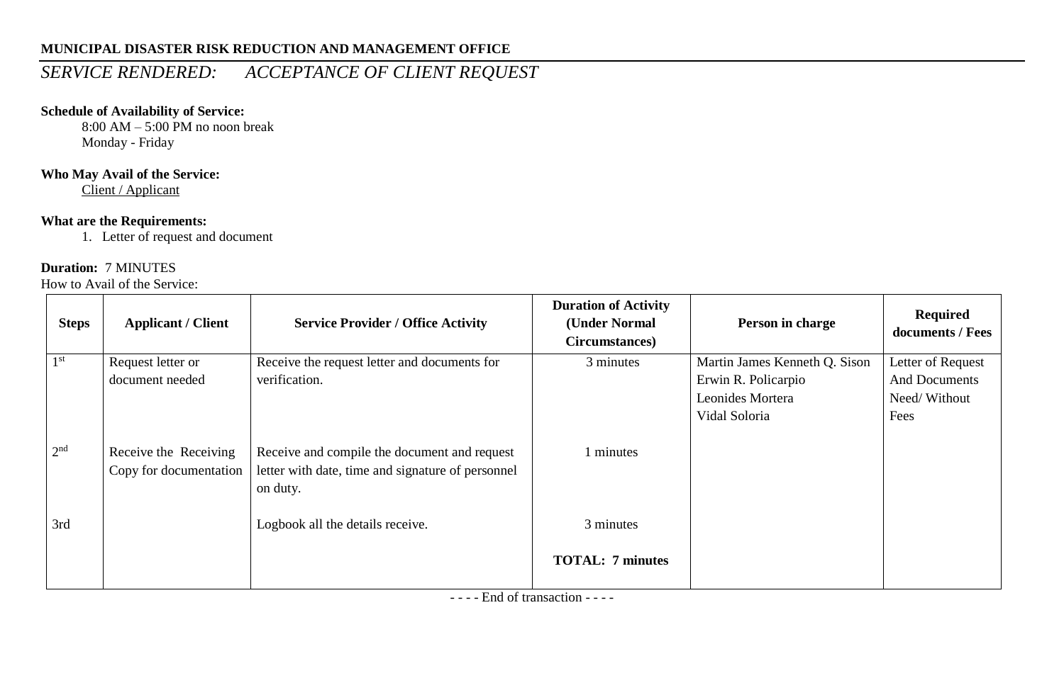**MUNICIPAL DISASTER RISK REDUCTION AND MANAGEMENT OFFICE**

## *SERVICE RENDERED: ACCEPTANCE OF CLIENT REQUEST*

**Schedule of Availability of Service:**

8:00 AM – 5:00 PM no noon break
Monday - Friday

**Who May Avail of the Service:**

Client / Applicant

**What are the Requirements:**

1. Letter of request and document

**Duration:** 7 MINUTES

How to Avail of the Service:

| Steps | Applicant / Client | Service Provider / Office Activity | Duration of Activity (Under Normal Circumstances) | Person in charge | Required documents / Fees |
|---|---|---|---|---|---|
| 1st | Request letter or document needed | Receive the request letter and documents for verification. | 3 minutes | Martin James Kenneth Q. Sison<br>Erwin R. Policarpio<br>Leonides Mortera<br>Vidal Soloria | Letter of Request And Documents Need/ Without Fees |
| 2nd | Receive the Receiving Copy for documentation | Receive and compile the document and request letter with date, time and signature of personnel on duty. | 1 minutes | | |
| 3rd | | Logbook all the details receive. | 3 minutes | | |
| | | | **TOTAL: 7 minutes** | | |

- - - - End of transaction - - - -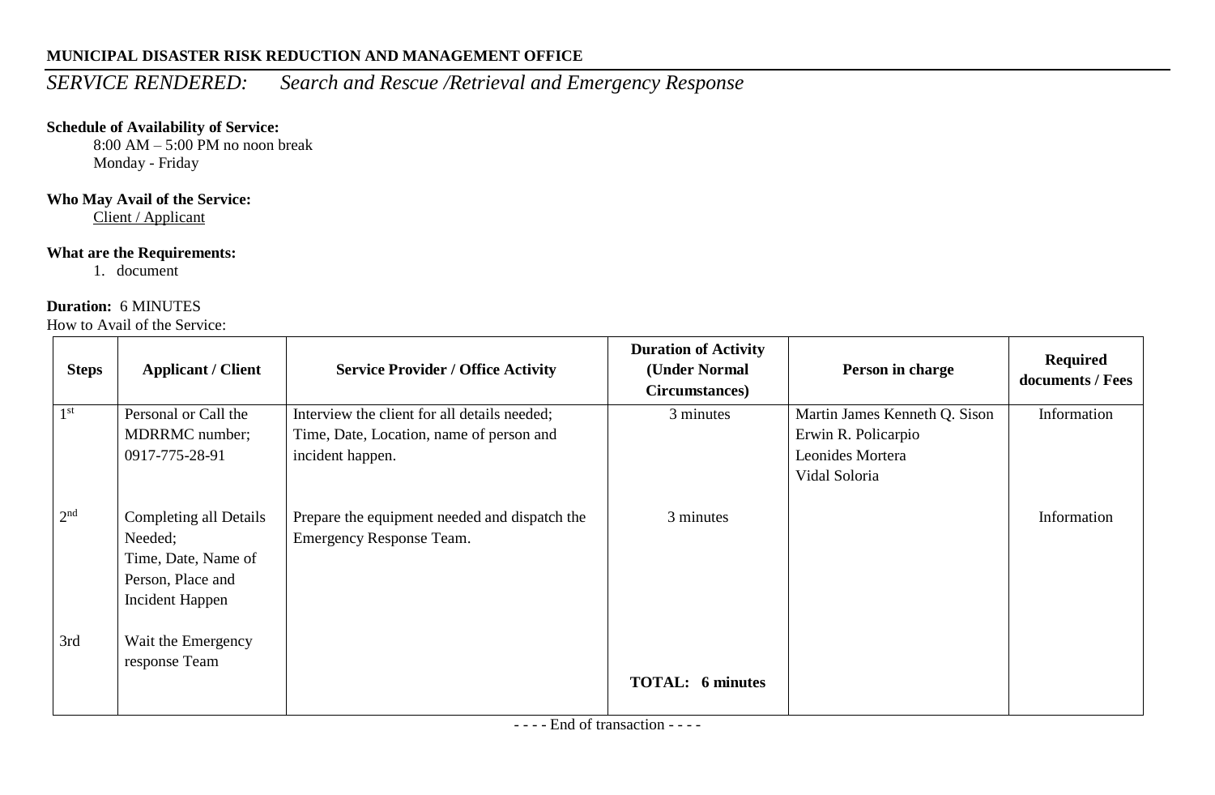**MUNICIPAL DISASTER RISK REDUCTION AND MANAGEMENT OFFICE**

*SERVICE RENDERED: Search and Rescue /Retrieval and Emergency Response*

**Schedule of Availability of Service:**

8:00 AM – 5:00 PM no noon break
Monday - Friday

**Who May Avail of the Service:**

Client / Applicant

**What are the Requirements:**

1. document

**Duration:** 6 MINUTES

How to Avail of the Service:

| Steps | Applicant / Client | Service Provider / Office Activity | Duration of Activity (Under Normal Circumstances) | Person in charge | Required documents / Fees |
|---|---|---|---|---|---|
| 1st | Personal or Call the MDRRMC number; 0917-775-28-91 | Interview the client for all details needed; Time, Date, Location, name of person and incident happen. | 3 minutes | Martin James Kenneth Q. Sison<br>Erwin R. Policarpio<br>Leonides Mortera<br>Vidal Soloria | Information |
| 2nd | Completing all Details Needed; Time, Date, Name of Person, Place and Incident Happen | Prepare the equipment needed and dispatch the Emergency Response Team. | 3 minutes | | Information |
| 3rd | Wait the Emergency response Team | | | | |
| | | | **TOTAL: 6 minutes** | | |

- - - - End of transaction - - - -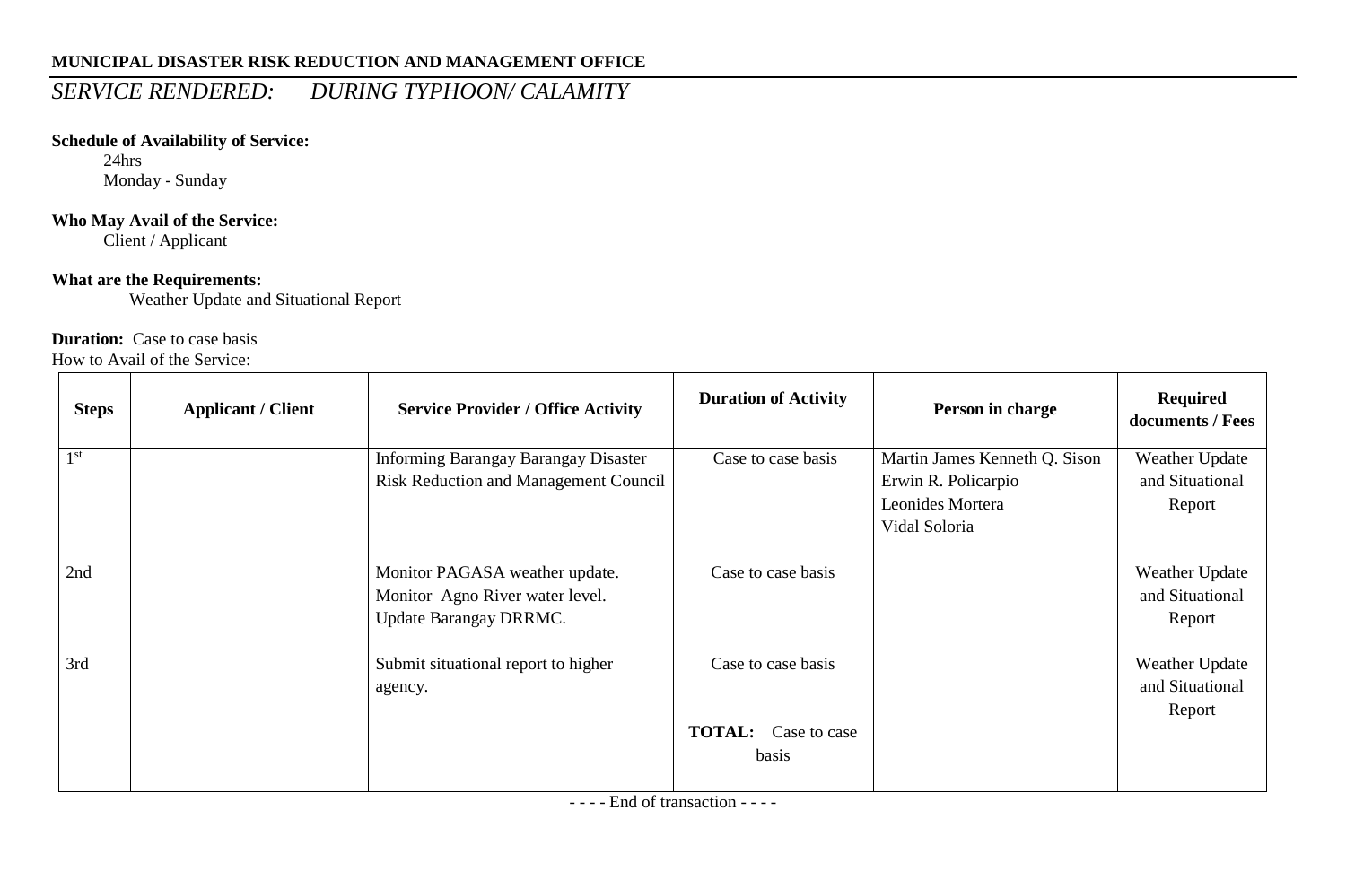**MUNICIPAL DISASTER RISK REDUCTION AND MANAGEMENT OFFICE**

*SERVICE RENDERED: DURING TYPHOON/ CALAMITY*

**Schedule of Availability of Service:**

24hrs
Monday - Sunday

**Who May Avail of the Service:**

Client / Applicant

**What are the Requirements:**

Weather Update and Situational Report

**Duration:** Case to case basis

How to Avail of the Service:

| Steps | Applicant / Client | Service Provider / Office Activity | Duration of Activity | Person in charge | Required documents / Fees |
|---|---|---|---|---|---|
| 1st | | Informing Barangay Barangay Disaster Risk Reduction and Management Council | Case to case basis | Martin James Kenneth Q. Sison<br>Erwin R. Policarpio<br>Leonides Mortera<br>Vidal Soloria | Weather Update and Situational Report |
| 2nd | | Monitor PAGASA weather update.<br>Monitor Agno River water level.<br>Update Barangay DRRMC. | Case to case basis | | Weather Update and Situational Report |
| 3rd | | Submit situational report to higher agency. | Case to case basis | | Weather Update and Situational Report |
| | | | **TOTAL:** Case to case basis | | |

- - - - End of transaction - - - -